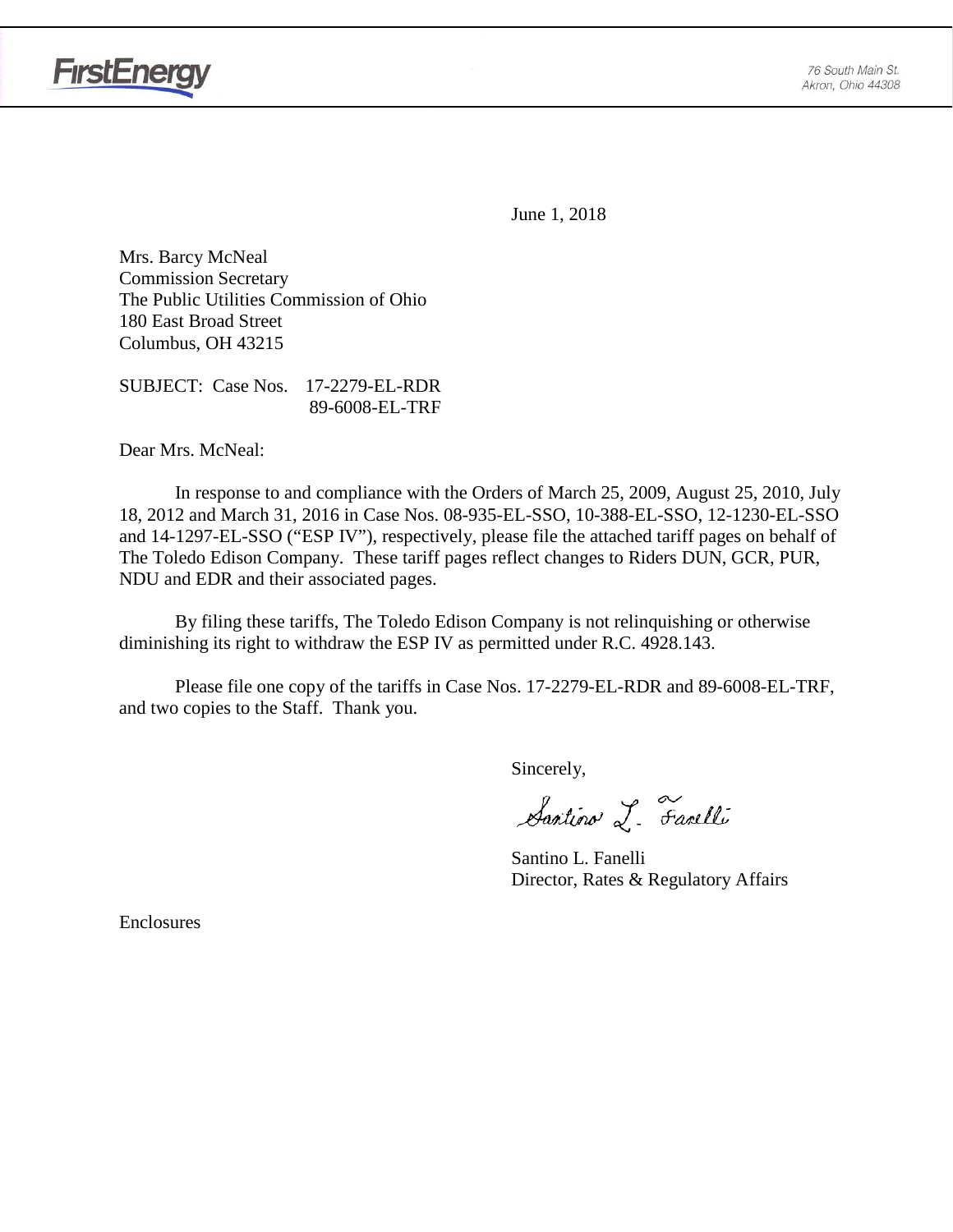FirstEnergy

76 South Main St.
Akron, Ohio 44308

June 1, 2018

Mrs. Barcy McNeal
Commission Secretary
The Public Utilities Commission of Ohio
180 East Broad Street
Columbus, OH 43215

SUBJECT: Case Nos. 17-2279-EL-RDR
89-6008-EL-TRF

Dear Mrs. McNeal:

In response to and compliance with the Orders of March 25, 2009, August 25, 2010, July 18, 2012 and March 31, 2016 in Case Nos. 08-935-EL-SSO, 10-388-EL-SSO, 12-1230-EL-SSO and 14-1297-EL-SSO ("ESP IV"), respectively, please file the attached tariff pages on behalf of The Toledo Edison Company. These tariff pages reflect changes to Riders DUN, GCR, PUR, NDU and EDR and their associated pages.

By filing these tariffs, The Toledo Edison Company is not relinquishing or otherwise diminishing its right to withdraw the ESP IV as permitted under R.C. 4928.143.

Please file one copy of the tariffs in Case Nos. 17-2279-EL-RDR and 89-6008-EL-TRF, and two copies to the Staff. Thank you.

Sincerely,

Santino L. Fanelli

Santino L. Fanelli
Director, Rates & Regulatory Affairs

Enclosures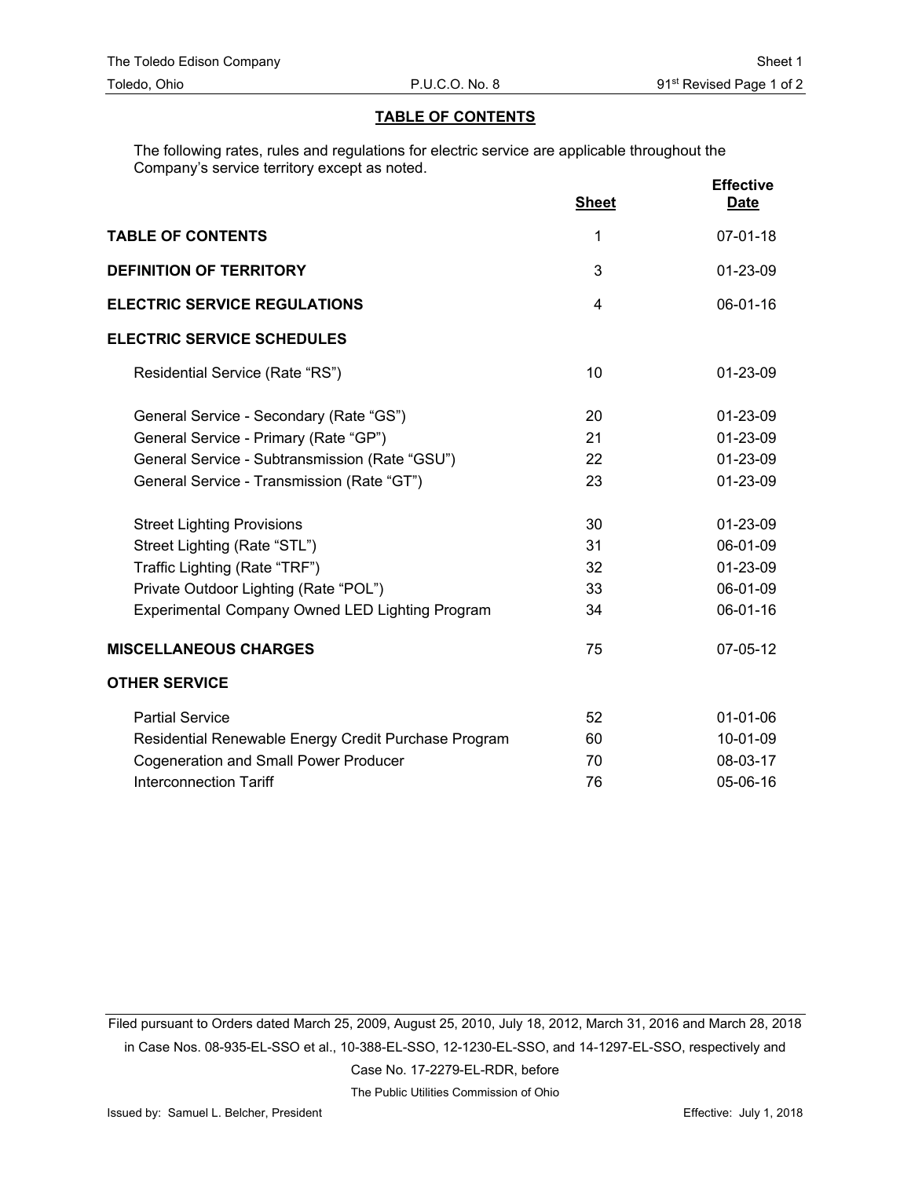## TABLE OF CONTENTS

The following rates, rules and regulations for electric service are applicable throughout the Company's service territory except as noted.

| | Sheet | Effective Date |
|---|---|---|
| **TABLE OF CONTENTS** | 1 | 07-01-18 |
| **DEFINITION OF TERRITORY** | 3 | 01-23-09 |
| **ELECTRIC SERVICE REGULATIONS** | 4 | 06-01-16 |
| **ELECTRIC SERVICE SCHEDULES** | | |
| Residential Service (Rate "RS") | 10 | 01-23-09 |
| General Service - Secondary (Rate "GS") | 20 | 01-23-09 |
| General Service - Primary (Rate "GP") | 21 | 01-23-09 |
| General Service - Subtransmission (Rate "GSU") | 22 | 01-23-09 |
| General Service - Transmission (Rate "GT") | 23 | 01-23-09 |
| Street Lighting Provisions | 30 | 01-23-09 |
| Street Lighting (Rate "STL") | 31 | 06-01-09 |
| Traffic Lighting (Rate "TRF") | 32 | 01-23-09 |
| Private Outdoor Lighting (Rate "POL") | 33 | 06-01-09 |
| Experimental Company Owned LED Lighting Program | 34 | 06-01-16 |
| **MISCELLANEOUS CHARGES** | 75 | 07-05-12 |
| **OTHER SERVICE** | | |
| Partial Service | 52 | 01-01-06 |
| Residential Renewable Energy Credit Purchase Program | 60 | 10-01-09 |
| Cogeneration and Small Power Producer | 70 | 08-03-17 |
| Interconnection Tariff | 76 | 05-06-16 |

Filed pursuant to Orders dated March 25, 2009, August 25, 2010, July 18, 2012, March 31, 2016 and March 28, 2018 in Case Nos. 08-935-EL-SSO et al., 10-388-EL-SSO, 12-1230-EL-SSO, and 14-1297-EL-SSO, respectively and Case No. 17-2279-EL-RDR, before The Public Utilities Commission of Ohio

Issued by: Samuel L. Belcher, President

Effective: July 1, 2018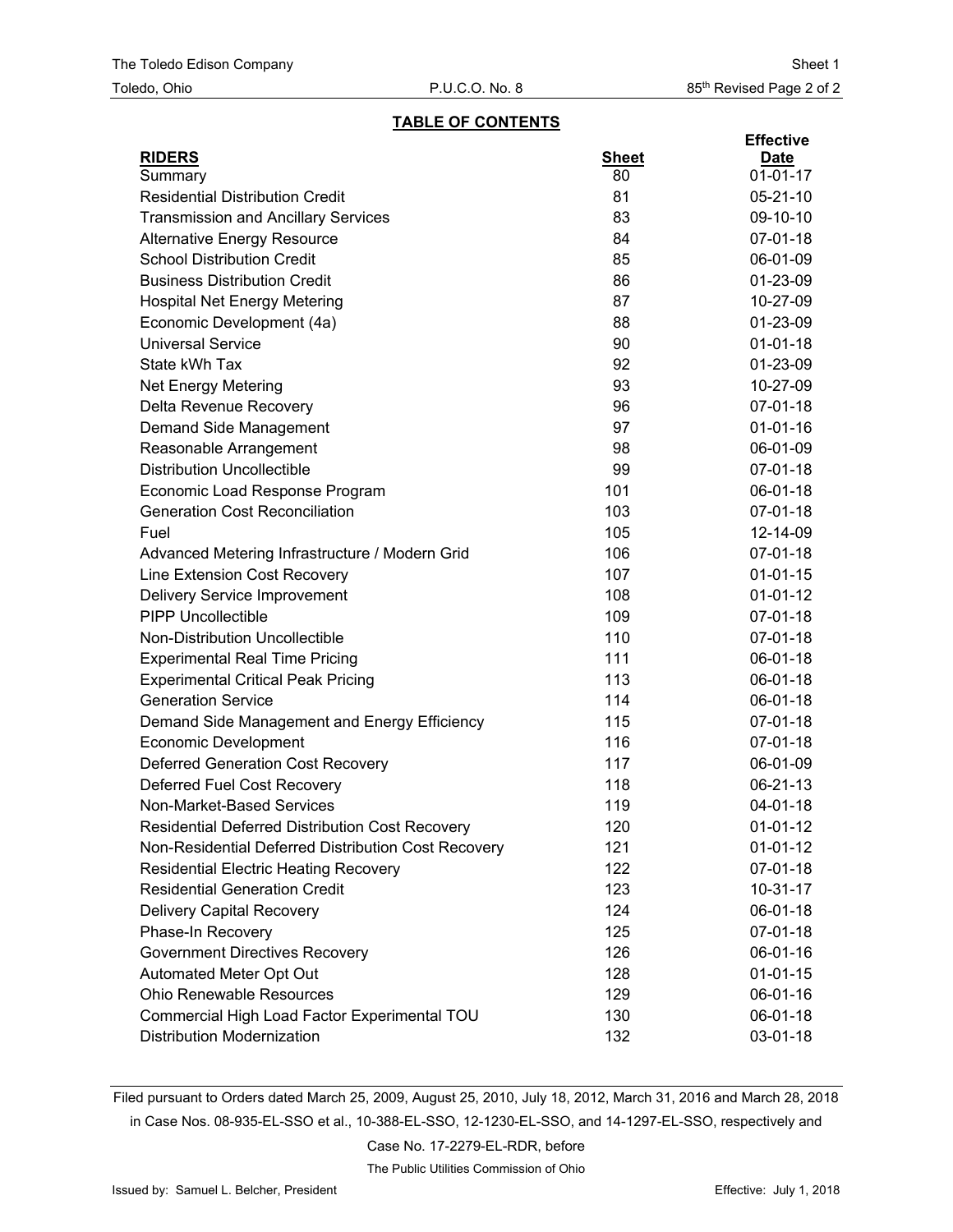## TABLE OF CONTENTS

| RIDERS | Sheet | Effective Date |
|---|---|---|
| Summary | 80 | 01-01-17 |
| Residential Distribution Credit | 81 | 05-21-10 |
| Transmission and Ancillary Services | 83 | 09-10-10 |
| Alternative Energy Resource | 84 | 07-01-18 |
| School Distribution Credit | 85 | 06-01-09 |
| Business Distribution Credit | 86 | 01-23-09 |
| Hospital Net Energy Metering | 87 | 10-27-09 |
| Economic Development (4a) | 88 | 01-23-09 |
| Universal Service | 90 | 01-01-18 |
| State kWh Tax | 92 | 01-23-09 |
| Net Energy Metering | 93 | 10-27-09 |
| Delta Revenue Recovery | 96 | 07-01-18 |
| Demand Side Management | 97 | 01-01-16 |
| Reasonable Arrangement | 98 | 06-01-09 |
| Distribution Uncollectible | 99 | 07-01-18 |
| Economic Load Response Program | 101 | 06-01-18 |
| Generation Cost Reconciliation | 103 | 07-01-18 |
| Fuel | 105 | 12-14-09 |
| Advanced Metering Infrastructure / Modern Grid | 106 | 07-01-18 |
| Line Extension Cost Recovery | 107 | 01-01-15 |
| Delivery Service Improvement | 108 | 01-01-12 |
| PIPP Uncollectible | 109 | 07-01-18 |
| Non-Distribution Uncollectible | 110 | 07-01-18 |
| Experimental Real Time Pricing | 111 | 06-01-18 |
| Experimental Critical Peak Pricing | 113 | 06-01-18 |
| Generation Service | 114 | 06-01-18 |
| Demand Side Management and Energy Efficiency | 115 | 07-01-18 |
| Economic Development | 116 | 07-01-18 |
| Deferred Generation Cost Recovery | 117 | 06-01-09 |
| Deferred Fuel Cost Recovery | 118 | 06-21-13 |
| Non-Market-Based Services | 119 | 04-01-18 |
| Residential Deferred Distribution Cost Recovery | 120 | 01-01-12 |
| Non-Residential Deferred Distribution Cost Recovery | 121 | 01-01-12 |
| Residential Electric Heating Recovery | 122 | 07-01-18 |
| Residential Generation Credit | 123 | 10-31-17 |
| Delivery Capital Recovery | 124 | 06-01-18 |
| Phase-In Recovery | 125 | 07-01-18 |
| Government Directives Recovery | 126 | 06-01-16 |
| Automated Meter Opt Out | 128 | 01-01-15 |
| Ohio Renewable Resources | 129 | 06-01-16 |
| Commercial High Load Factor Experimental TOU | 130 | 06-01-18 |
| Distribution Modernization | 132 | 03-01-18 |

Filed pursuant to Orders dated March 25, 2009, August 25, 2010, July 18, 2012, March 31, 2016 and March 28, 2018 in Case Nos. 08-935-EL-SSO et al., 10-388-EL-SSO, 12-1230-EL-SSO, and 14-1297-EL-SSO, respectively and Case No. 17-2279-EL-RDR, before

The Public Utilities Commission of Ohio

Issued by: Samuel L. Belcher, President

Effective: July 1, 2018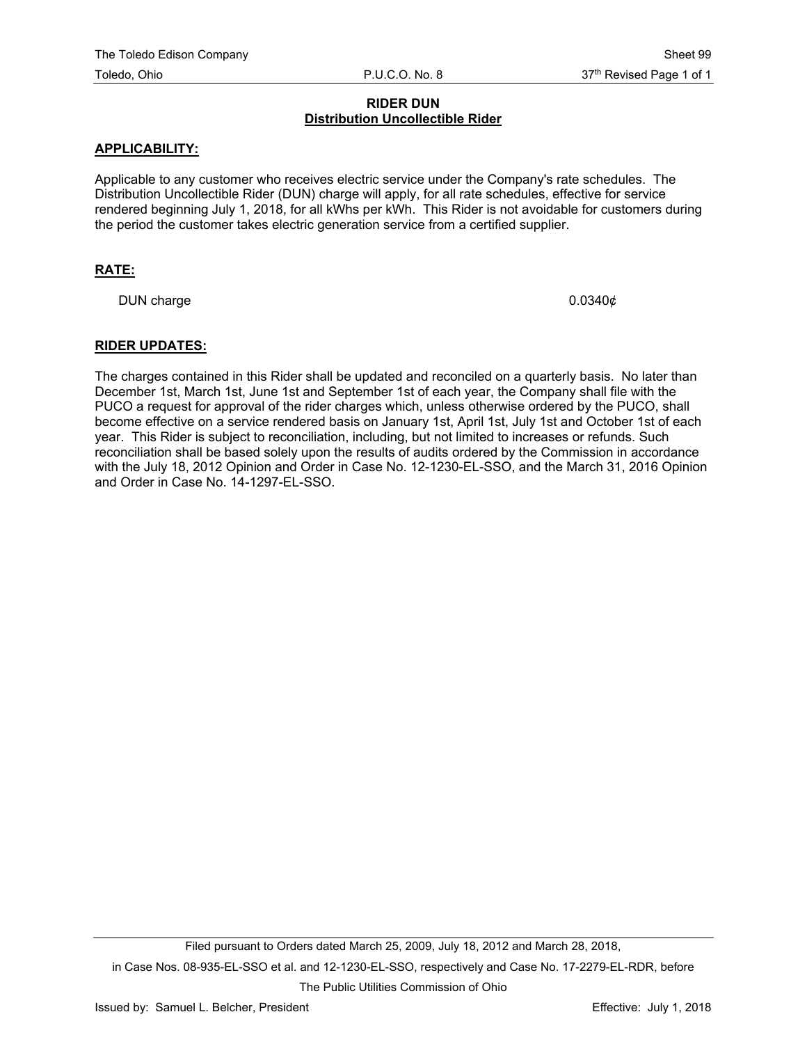# RIDER DUN
## Distribution Uncollectible Rider

**APPLICABILITY:**

Applicable to any customer who receives electric service under the Company's rate schedules. The Distribution Uncollectible Rider (DUN) charge will apply, for all rate schedules, effective for service rendered beginning July 1, 2018, for all kWhs per kWh. This Rider is not avoidable for customers during the period the customer takes electric generation service from a certified supplier.

**RATE:**

| | |
|---|---|
| DUN charge | 0.0340¢ |

**RIDER UPDATES:**

The charges contained in this Rider shall be updated and reconciled on a quarterly basis. No later than December 1st, March 1st, June 1st and September 1st of each year, the Company shall file with the PUCO a request for approval of the rider charges which, unless otherwise ordered by the PUCO, shall become effective on a service rendered basis on January 1st, April 1st, July 1st and October 1st of each year. This Rider is subject to reconciliation, including, but not limited to increases or refunds. Such reconciliation shall be based solely upon the results of audits ordered by the Commission in accordance with the July 18, 2012 Opinion and Order in Case No. 12-1230-EL-SSO, and the March 31, 2016 Opinion and Order in Case No. 14-1297-EL-SSO.

Filed pursuant to Orders dated March 25, 2009, July 18, 2012 and March 28, 2018, in Case Nos. 08-935-EL-SSO et al. and 12-1230-EL-SSO, respectively and Case No. 17-2279-EL-RDR, before The Public Utilities Commission of Ohio

Issued by: Samuel L. Belcher, President

Effective: July 1, 2018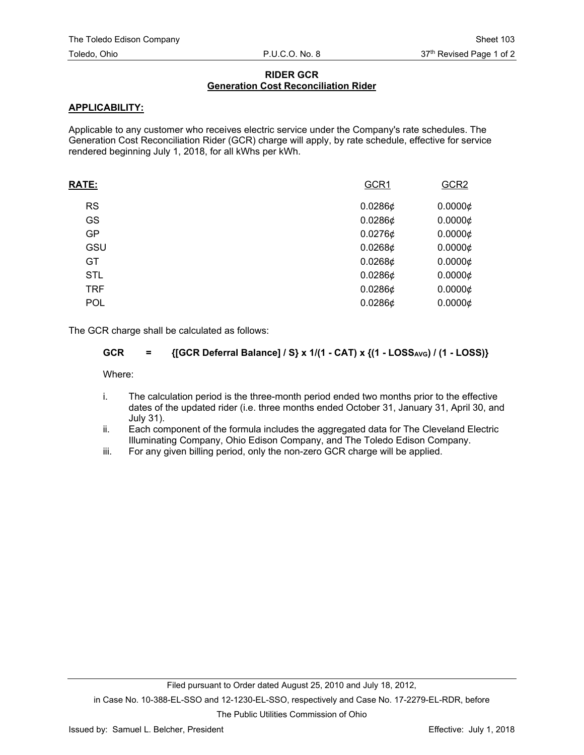## RIDER GCR
## Generation Cost Reconciliation Rider

**APPLICABILITY:**

Applicable to any customer who receives electric service under the Company's rate schedules. The Generation Cost Reconciliation Rider (GCR) charge will apply, by rate schedule, effective for service rendered beginning July 1, 2018, for all kWhs per kWh.

| **RATE:** | GCR1 | GCR2 |
|---|---|---|
| RS | 0.0286¢ | 0.0000¢ |
| GS | 0.0286¢ | 0.0000¢ |
| GP | 0.0276¢ | 0.0000¢ |
| GSU | 0.0268¢ | 0.0000¢ |
| GT | 0.0268¢ | 0.0000¢ |
| STL | 0.0286¢ | 0.0000¢ |
| TRF | 0.0286¢ | 0.0000¢ |
| POL | 0.0286¢ | 0.0000¢ |

The GCR charge shall be calculated as follows:

$$\text{GCR} = \{[\text{GCR Deferral Balance}] / \text{S}\} \times 1/(1 - \text{CAT}) \times \{(1 - \text{LOSS}_{\text{AVG}}) / (1 - \text{LOSS})\}$$

Where:

i. The calculation period is the three-month period ended two months prior to the effective dates of the updated rider (i.e. three months ended October 31, January 31, April 30, and July 31).

ii. Each component of the formula includes the aggregated data for The Cleveland Electric Illuminating Company, Ohio Edison Company, and The Toledo Edison Company.

iii. For any given billing period, only the non-zero GCR charge will be applied.

Filed pursuant to Order dated August 25, 2010 and July 18, 2012, in Case No. 10-388-EL-SSO and 12-1230-EL-SSO, respectively and Case No. 17-2279-EL-RDR, before The Public Utilities Commission of Ohio

Issued by: Samuel L. Belcher, President

Effective: July 1, 2018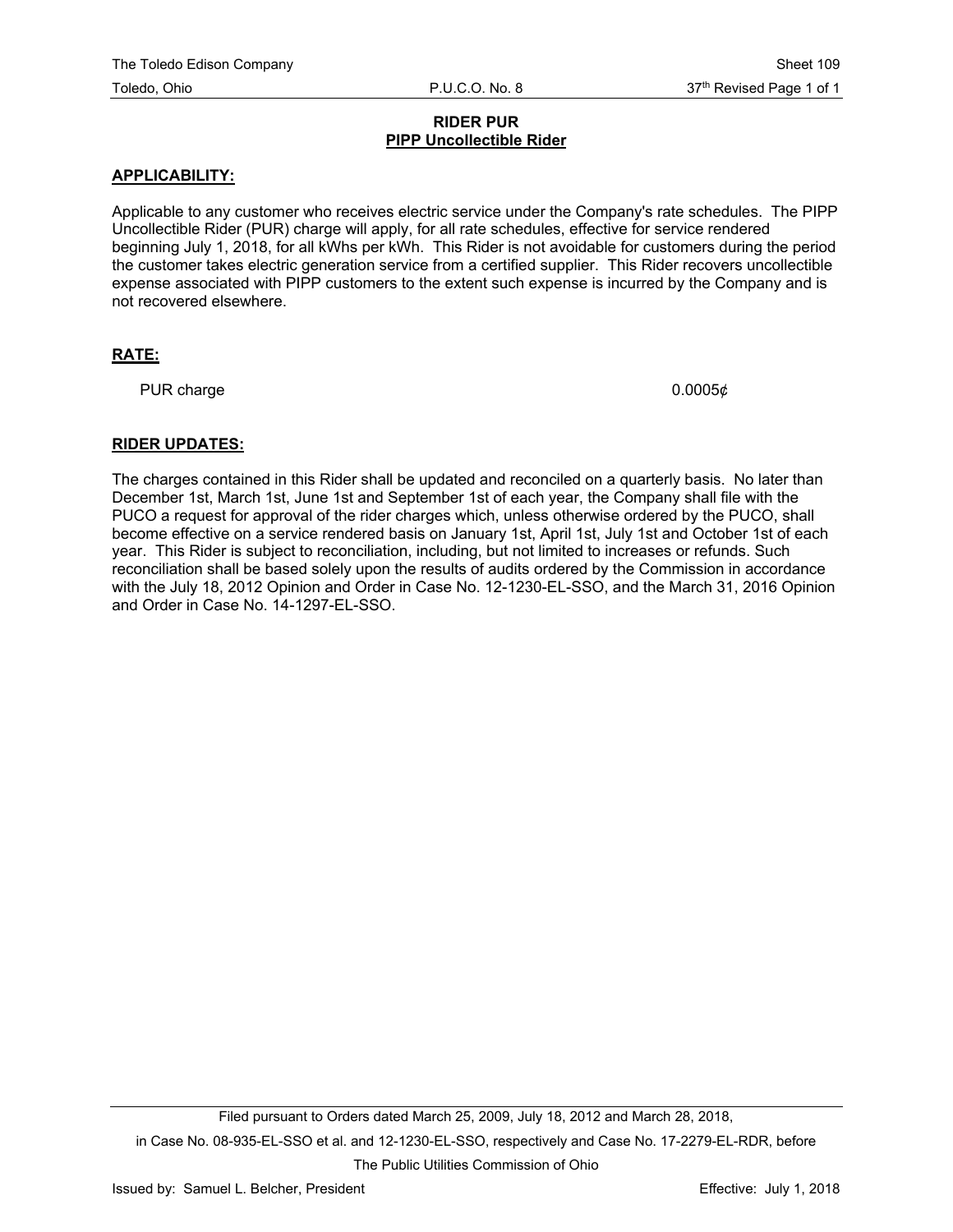# RIDER PUR
## PIPP Uncollectible Rider

**APPLICABILITY:**

Applicable to any customer who receives electric service under the Company's rate schedules. The PIPP Uncollectible Rider (PUR) charge will apply, for all rate schedules, effective for service rendered beginning July 1, 2018, for all kWhs per kWh. This Rider is not avoidable for customers during the period the customer takes electric generation service from a certified supplier. This Rider recovers uncollectible expense associated with PIPP customers to the extent such expense is incurred by the Company and is not recovered elsewhere.

**RATE:**

| | |
|---|---|
| PUR charge | 0.0005¢ |

**RIDER UPDATES:**

The charges contained in this Rider shall be updated and reconciled on a quarterly basis. No later than December 1st, March 1st, June 1st and September 1st of each year, the Company shall file with the PUCO a request for approval of the rider charges which, unless otherwise ordered by the PUCO, shall become effective on a service rendered basis on January 1st, April 1st, July 1st and October 1st of each year. This Rider is subject to reconciliation, including, but not limited to increases or refunds. Such reconciliation shall be based solely upon the results of audits ordered by the Commission in accordance with the July 18, 2012 Opinion and Order in Case No. 12-1230-EL-SSO, and the March 31, 2016 Opinion and Order in Case No. 14-1297-EL-SSO.

Filed pursuant to Orders dated March 25, 2009, July 18, 2012 and March 28, 2018, in Case No. 08-935-EL-SSO et al. and 12-1230-EL-SSO, respectively and Case No. 17-2279-EL-RDR, before The Public Utilities Commission of Ohio

Issued by: Samuel L. Belcher, President — Effective: July 1, 2018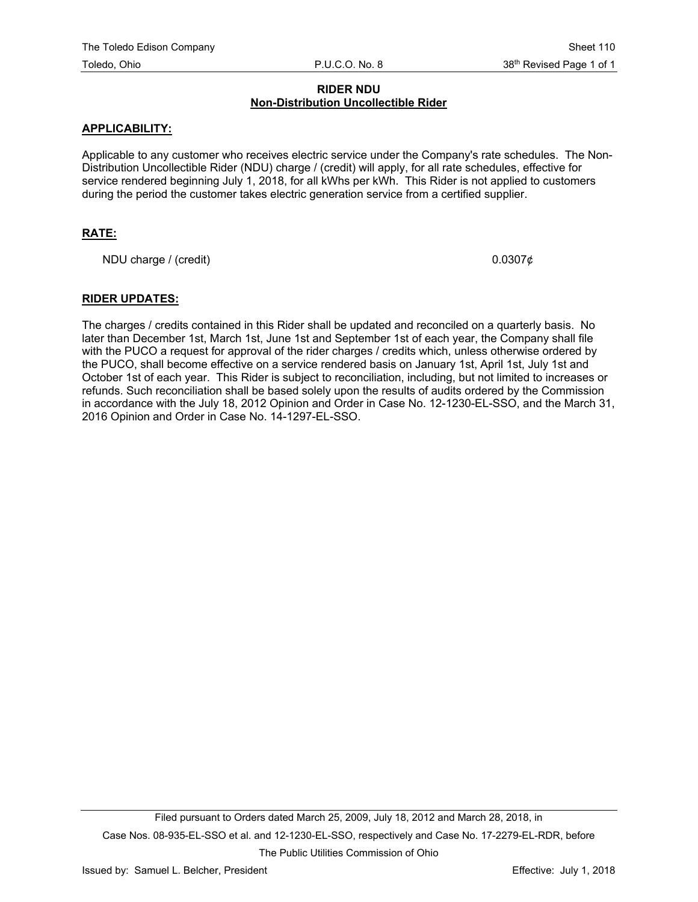# RIDER NDU
## Non-Distribution Uncollectible Rider

**APPLICABILITY:**

Applicable to any customer who receives electric service under the Company's rate schedules. The Non-Distribution Uncollectible Rider (NDU) charge / (credit) will apply, for all rate schedules, effective for service rendered beginning July 1, 2018, for all kWhs per kWh. This Rider is not applied to customers during the period the customer takes electric generation service from a certified supplier.

**RATE:**

| NDU charge / (credit) | 0.0307¢ |
|---|---|

**RIDER UPDATES:**

The charges / credits contained in this Rider shall be updated and reconciled on a quarterly basis. No later than December 1st, March 1st, June 1st and September 1st of each year, the Company shall file with the PUCO a request for approval of the rider charges / credits which, unless otherwise ordered by the PUCO, shall become effective on a service rendered basis on January 1st, April 1st, July 1st and October 1st of each year. This Rider is subject to reconciliation, including, but not limited to increases or refunds. Such reconciliation shall be based solely upon the results of audits ordered by the Commission in accordance with the July 18, 2012 Opinion and Order in Case No. 12-1230-EL-SSO, and the March 31, 2016 Opinion and Order in Case No. 14-1297-EL-SSO.

Filed pursuant to Orders dated March 25, 2009, July 18, 2012 and March 28, 2018, in Case Nos. 08-935-EL-SSO et al. and 12-1230-EL-SSO, respectively and Case No. 17-2279-EL-RDR, before The Public Utilities Commission of Ohio

Issued by: Samuel L. Belcher, President Effective: July 1, 2018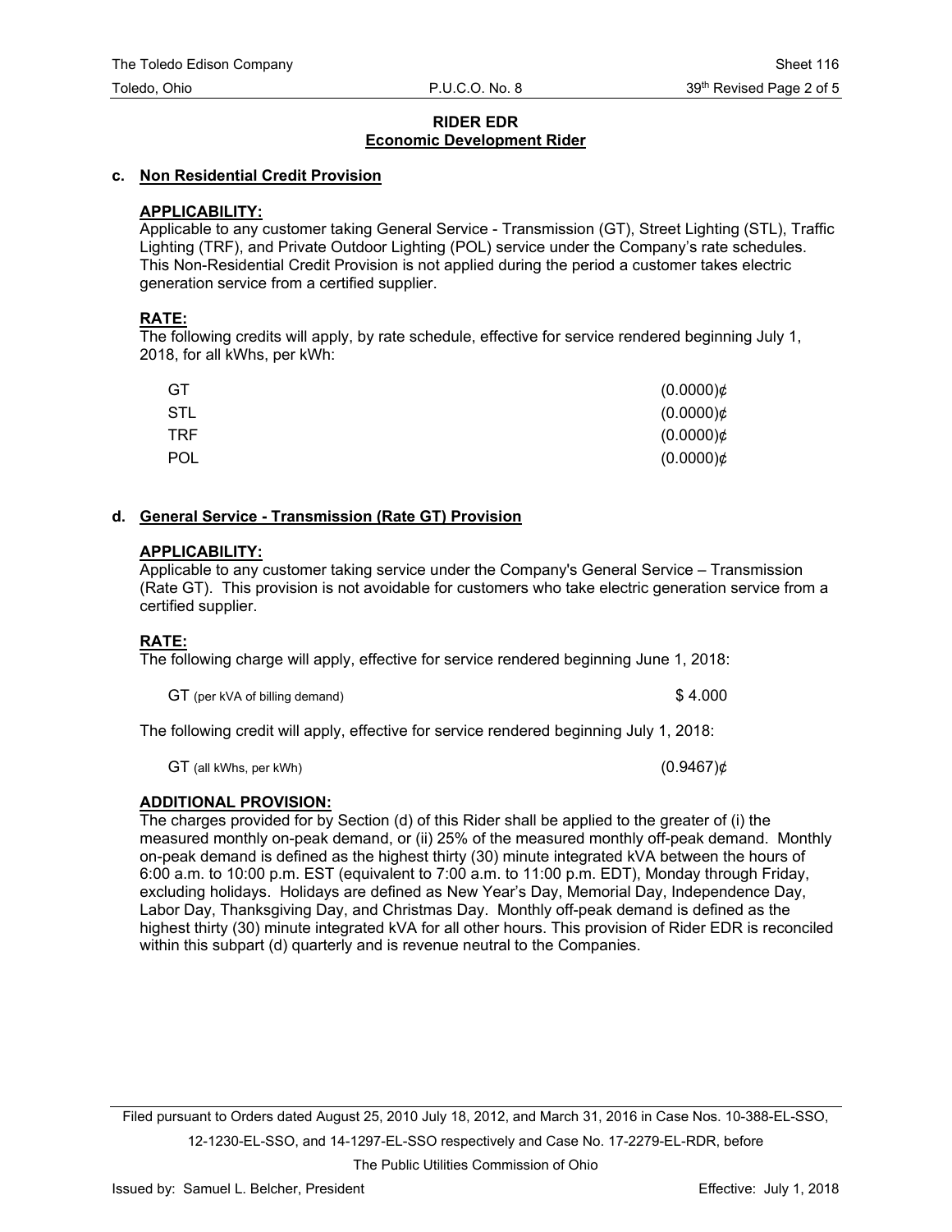## RIDER EDR
## Economic Development Rider

### c. Non Residential Credit Provision

**APPLICABILITY:**

Applicable to any customer taking General Service - Transmission (GT), Street Lighting (STL), Traffic Lighting (TRF), and Private Outdoor Lighting (POL) service under the Company's rate schedules. This Non-Residential Credit Provision is not applied during the period a customer takes electric generation service from a certified supplier.

**RATE:**

The following credits will apply, by rate schedule, effective for service rendered beginning July 1, 2018, for all kWhs, per kWh:

| | |
|---|---|
| GT | (0.0000)¢ |
| STL | (0.0000)¢ |
| TRF | (0.0000)¢ |
| POL | (0.0000)¢ |

### d. General Service - Transmission (Rate GT) Provision

**APPLICABILITY:**

Applicable to any customer taking service under the Company's General Service – Transmission (Rate GT). This provision is not avoidable for customers who take electric generation service from a certified supplier.

**RATE:**

The following charge will apply, effective for service rendered beginning June 1, 2018:

| | |
|---|---|
| GT (per kVA of billing demand) | $ 4.000 |

The following credit will apply, effective for service rendered beginning July 1, 2018:

| | |
|---|---|
| GT (all kWhs, per kWh) | (0.9467)¢ |

**ADDITIONAL PROVISION:**

The charges provided for by Section (d) of this Rider shall be applied to the greater of (i) the measured monthly on-peak demand, or (ii) 25% of the measured monthly off-peak demand. Monthly on-peak demand is defined as the highest thirty (30) minute integrated kVA between the hours of 6:00 a.m. to 10:00 p.m. EST (equivalent to 7:00 a.m. to 11:00 p.m. EDT), Monday through Friday, excluding holidays. Holidays are defined as New Year's Day, Memorial Day, Independence Day, Labor Day, Thanksgiving Day, and Christmas Day. Monthly off-peak demand is defined as the highest thirty (30) minute integrated kVA for all other hours. This provision of Rider EDR is reconciled within this subpart (d) quarterly and is revenue neutral to the Companies.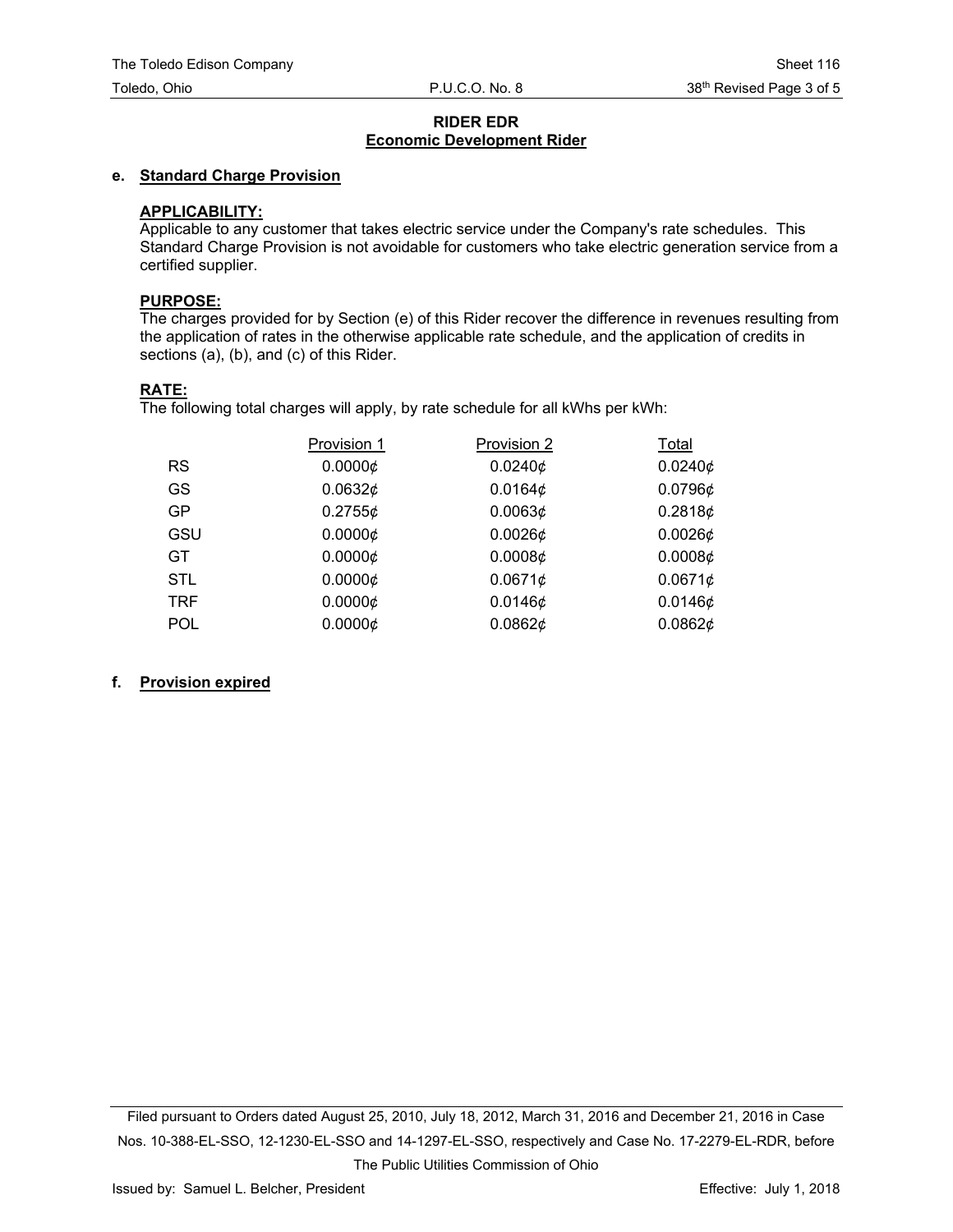## RIDER EDR
## Economic Development Rider

**e. Standard Charge Provision**

**APPLICABILITY:**
Applicable to any customer that takes electric service under the Company's rate schedules. This Standard Charge Provision is not avoidable for customers who take electric generation service from a certified supplier.

**PURPOSE:**
The charges provided for by Section (e) of this Rider recover the difference in revenues resulting from the application of rates in the otherwise applicable rate schedule, and the application of credits in sections (a), (b), and (c) of this Rider.

**RATE:**
The following total charges will apply, by rate schedule for all kWhs per kWh:

| | Provision 1 | Provision 2 | Total |
|---|---|---|---|
| RS | 0.0000¢ | 0.0240¢ | 0.0240¢ |
| GS | 0.0632¢ | 0.0164¢ | 0.0796¢ |
| GP | 0.2755¢ | 0.0063¢ | 0.2818¢ |
| GSU | 0.0000¢ | 0.0026¢ | 0.0026¢ |
| GT | 0.0000¢ | 0.0008¢ | 0.0008¢ |
| STL | 0.0000¢ | 0.0671¢ | 0.0671¢ |
| TRF | 0.0000¢ | 0.0146¢ | 0.0146¢ |
| POL | 0.0000¢ | 0.0862¢ | 0.0862¢ |

**f. Provision expired**

Filed pursuant to Orders dated August 25, 2010, July 18, 2012, March 31, 2016 and December 21, 2016 in Case Nos. 10-388-EL-SSO, 12-1230-EL-SSO and 14-1297-EL-SSO, respectively and Case No. 17-2279-EL-RDR, before The Public Utilities Commission of Ohio

Issued by: Samuel L. Belcher, President

Effective: July 1, 2018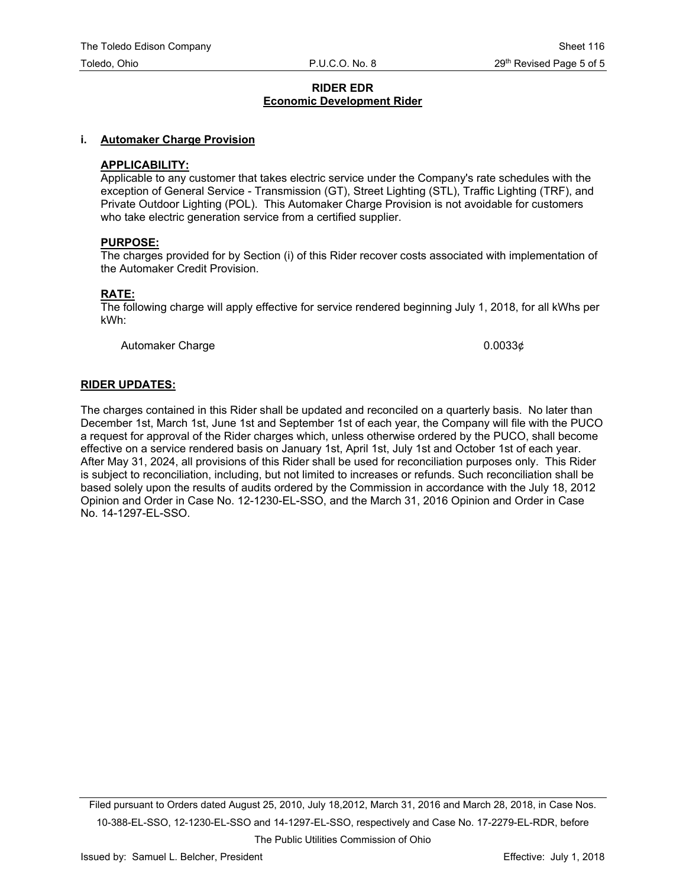## RIDER EDR
## Economic Development Rider

**i. Automaker Charge Provision**

**APPLICABILITY:**
Applicable to any customer that takes electric service under the Company's rate schedules with the exception of General Service - Transmission (GT), Street Lighting (STL), Traffic Lighting (TRF), and Private Outdoor Lighting (POL). This Automaker Charge Provision is not avoidable for customers who take electric generation service from a certified supplier.

**PURPOSE:**
The charges provided for by Section (i) of this Rider recover costs associated with implementation of the Automaker Credit Provision.

**RATE:**
The following charge will apply effective for service rendered beginning July 1, 2018, for all kWhs per kWh:

| | |
|---|---|
| Automaker Charge | 0.0033¢ |

**RIDER UPDATES:**

The charges contained in this Rider shall be updated and reconciled on a quarterly basis. No later than December 1st, March 1st, June 1st and September 1st of each year, the Company will file with the PUCO a request for approval of the Rider charges which, unless otherwise ordered by the PUCO, shall become effective on a service rendered basis on January 1st, April 1st, July 1st and October 1st of each year. After May 31, 2024, all provisions of this Rider shall be used for reconciliation purposes only. This Rider is subject to reconciliation, including, but not limited to increases or refunds. Such reconciliation shall be based solely upon the results of audits ordered by the Commission in accordance with the July 18, 2012 Opinion and Order in Case No. 12-1230-EL-SSO, and the March 31, 2016 Opinion and Order in Case No. 14-1297-EL-SSO.

Filed pursuant to Orders dated August 25, 2010, July 18,2012, March 31, 2016 and March 28, 2018, in Case Nos. 10-388-EL-SSO, 12-1230-EL-SSO and 14-1297-EL-SSO, respectively and Case No. 17-2279-EL-RDR, before The Public Utilities Commission of Ohio

Issued by: Samuel L. Belcher, President

Effective: July 1, 2018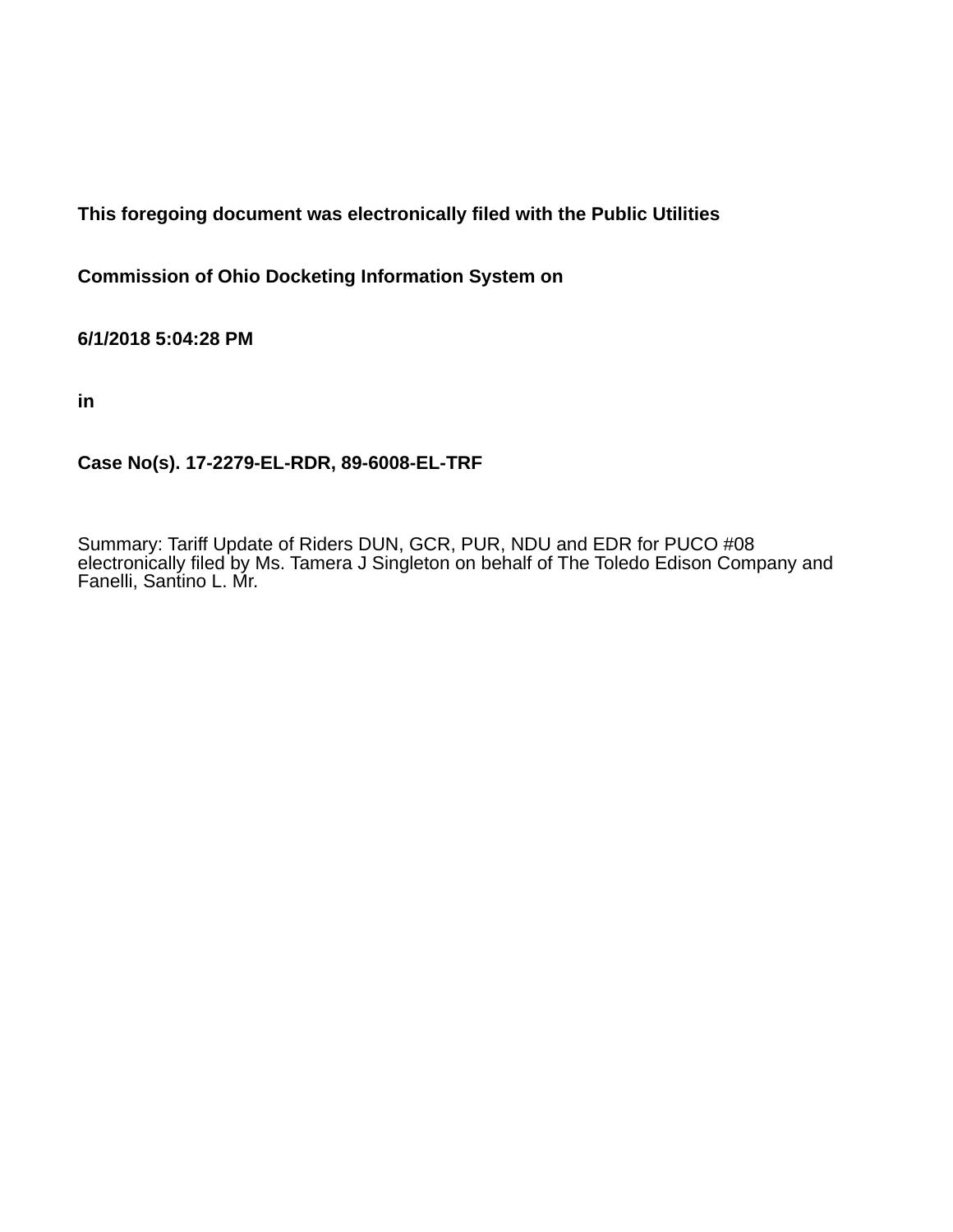**This foregoing document was electronically filed with the Public Utilities**

**Commission of Ohio Docketing Information System on**

**6/1/2018 5:04:28 PM**

**in**

**Case No(s). 17-2279-EL-RDR, 89-6008-EL-TRF**

Summary: Tariff Update of Riders DUN, GCR, PUR, NDU and EDR for PUCO #08 electronically filed by Ms. Tamera J Singleton on behalf of The Toledo Edison Company and Fanelli, Santino L. Mr.